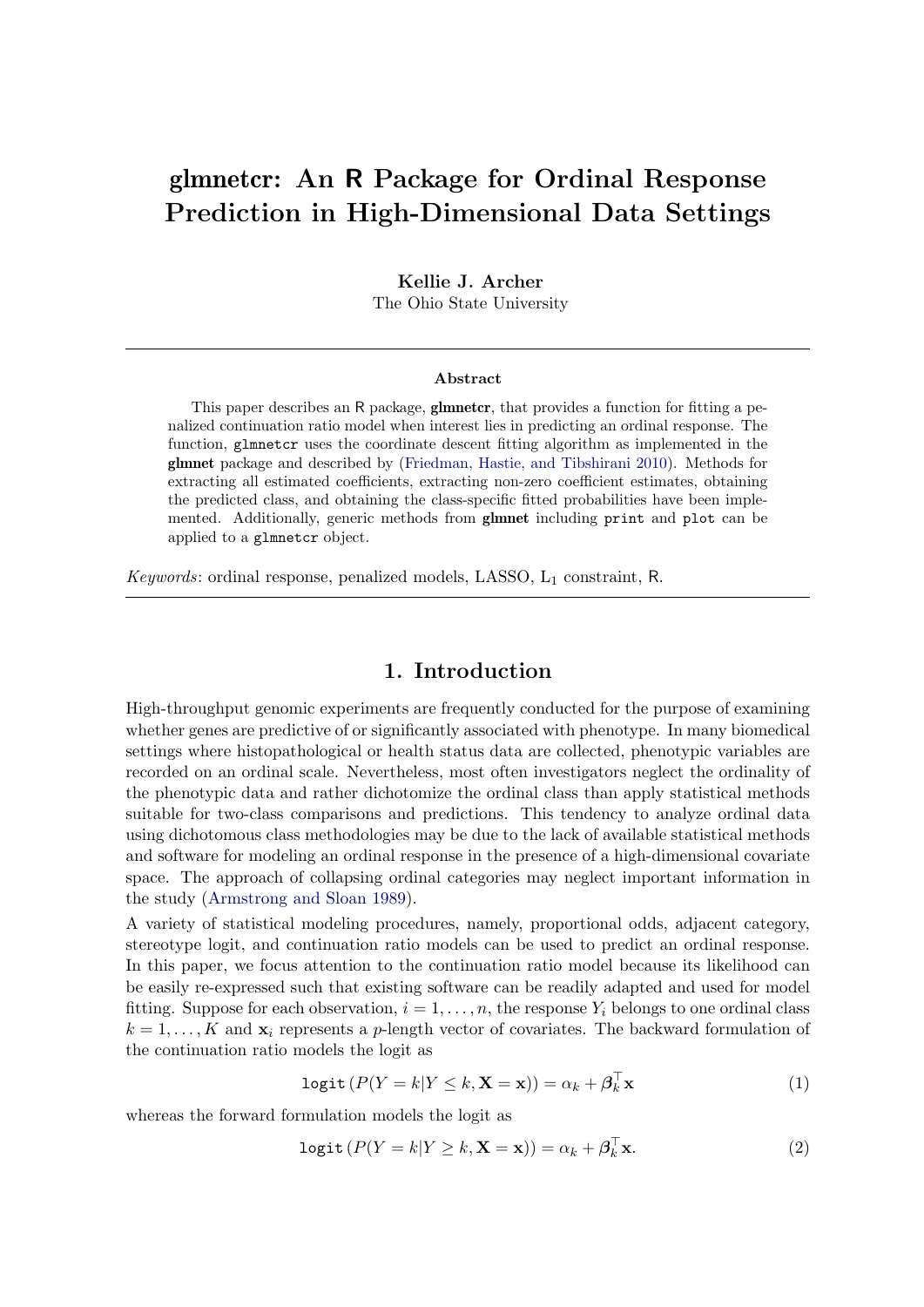# glmnetcr: An R Package for Ordinal Response Prediction in High-Dimensional Data Settings

**Kellie J. Archer**
The Ohio State University

---

**Abstract**

This paper describes an R package, **glmnetcr**, that provides a function for fitting a penalized continuation ratio model when interest lies in predicting an ordinal response. The function, `glmnetcr` uses the coordinate descent fitting algorithm as implemented in the **glmnet** package and described by (Friedman, Hastie, and Tibshirani 2010). Methods for extracting all estimated coefficients, extracting non-zero coefficient estimates, obtaining the predicted class, and obtaining the class-specific fitted probabilities have been implemented. Additionally, generic methods from **glmnet** including `print` and `plot` can be applied to a `glmnetcr` object.

*Keywords*: ordinal response, penalized models, LASSO, $L_1$ constraint, R.

---

## 1. Introduction

High-throughput genomic experiments are frequently conducted for the purpose of examining whether genes are predictive of or significantly associated with phenotype. In many biomedical settings where histopathological or health status data are collected, phenotypic variables are recorded on an ordinal scale. Nevertheless, most often investigators neglect the ordinality of the phenotypic data and rather dichotomize the ordinal class than apply statistical methods suitable for two-class comparisons and predictions. This tendency to analyze ordinal data using dichotomous class methodologies may be due to the lack of available statistical methods and software for modeling an ordinal response in the presence of a high-dimensional covariate space. The approach of collapsing ordinal categories may neglect important information in the study (Armstrong and Sloan 1989).

A variety of statistical modeling procedures, namely, proportional odds, adjacent category, stereotype logit, and continuation ratio models can be used to predict an ordinal response. In this paper, we focus attention to the continuation ratio model because its likelihood can be easily re-expressed such that existing software can be readily adapted and used for model fitting. Suppose for each observation, $i = 1, \ldots, n$, the response $Y_i$ belongs to one ordinal class $k = 1, \ldots, K$ and $\mathbf{x}_i$ represents a $p$-length vector of covariates. The backward formulation of the continuation ratio models the logit as

$$\texttt{logit}\left(P(Y = k | Y \leq k, \mathbf{X} = \mathbf{x})\right) = \alpha_k + \boldsymbol{\beta}_k^\top \mathbf{x} \tag{1}$$

whereas the forward formulation models the logit as

$$\texttt{logit}\left(P(Y = k | Y \geq k, \mathbf{X} = \mathbf{x})\right) = \alpha_k + \boldsymbol{\beta}_k^\top \mathbf{x}. \tag{2}$$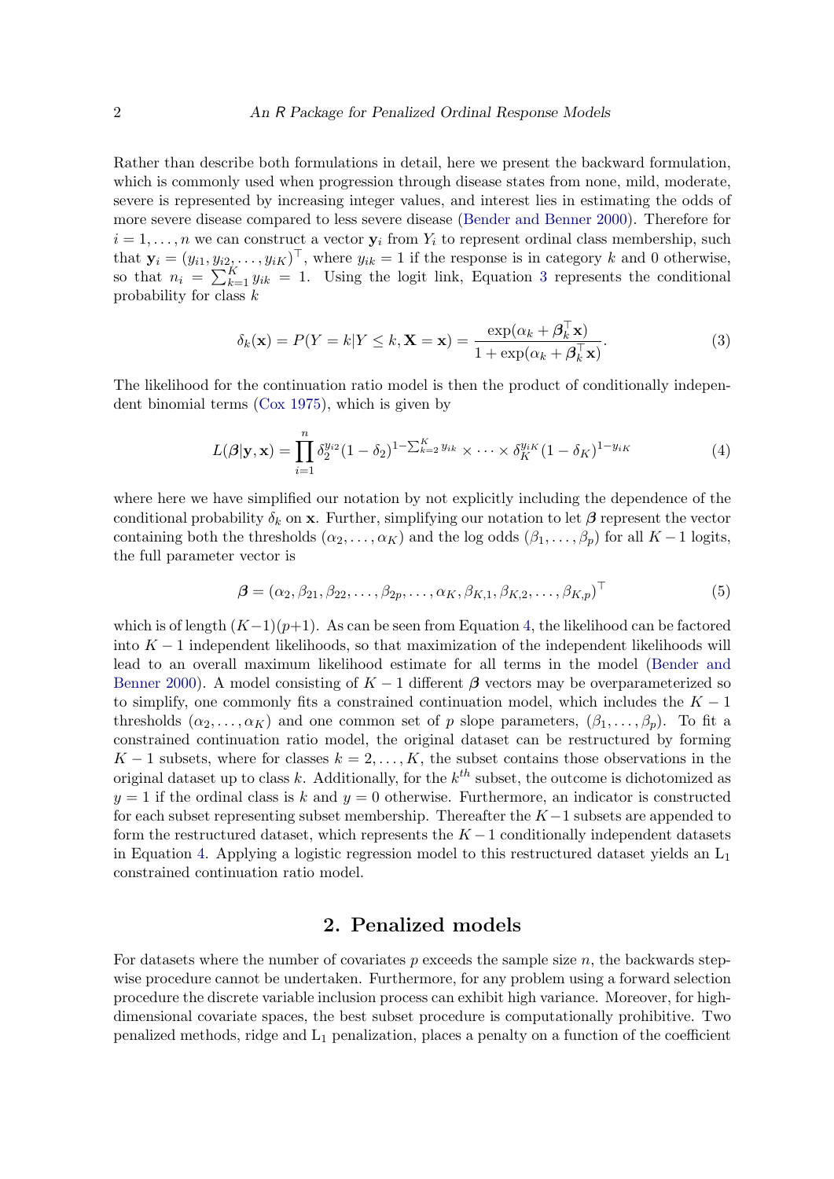Rather than describe both formulations in detail, here we present the backward formulation, which is commonly used when progression through disease states from none, mild, moderate, severe is represented by increasing integer values, and interest lies in estimating the odds of more severe disease compared to less severe disease (Bender and Benner 2000). Therefore for $i = 1, \ldots, n$ we can construct a vector $\mathbf{y}_i$ from $Y_i$ to represent ordinal class membership, such that $\mathbf{y}_i = (y_{i1}, y_{i2}, \ldots, y_{iK})^\top$, where $y_{ik} = 1$ if the response is in category $k$ and 0 otherwise, so that $n_i = \sum_{k=1}^{K} y_{ik} = 1$. Using the logit link, Equation 3 represents the conditional probability for class $k$

$$\delta_k(\mathbf{x}) = P(Y = k | Y \leq k, \mathbf{X} = \mathbf{x}) = \frac{\exp(\alpha_k + \boldsymbol{\beta}_k^\top \mathbf{x})}{1 + \exp(\alpha_k + \boldsymbol{\beta}_k^\top \mathbf{x})}. \tag{3}$$

The likelihood for the continuation ratio model is then the product of conditionally independent binomial terms (Cox 1975), which is given by

$$L(\boldsymbol{\beta}|\mathbf{y}, \mathbf{x}) = \prod_{i=1}^{n} \delta_2^{y_{i2}} (1 - \delta_2)^{1 - \sum_{k=2}^{K} y_{ik}} \times \cdots \times \delta_K^{y_{iK}} (1 - \delta_K)^{1 - y_{iK}} \tag{4}$$

where here we have simplified our notation by not explicitly including the dependence of the conditional probability $\delta_k$ on $\mathbf{x}$. Further, simplifying our notation to let $\boldsymbol{\beta}$ represent the vector containing both the thresholds $(\alpha_2, \ldots, \alpha_K)$ and the log odds $(\beta_1, \ldots, \beta_p)$ for all $K - 1$ logits, the full parameter vector is

$$\boldsymbol{\beta} = (\alpha_2, \beta_{21}, \beta_{22}, \ldots, \beta_{2p}, \ldots, \alpha_K, \beta_{K,1}, \beta_{K,2}, \ldots, \beta_{K,p})^\top \tag{5}$$

which is of length $(K-1)(p+1)$. As can be seen from Equation 4, the likelihood can be factored into $K - 1$ independent likelihoods, so that maximization of the independent likelihoods will lead to an overall maximum likelihood estimate for all terms in the model (Bender and Benner 2000). A model consisting of $K - 1$ different $\boldsymbol{\beta}$ vectors may be overparameterized so to simplify, one commonly fits a constrained continuation model, which includes the $K - 1$ thresholds $(\alpha_2, \ldots, \alpha_K)$ and one common set of $p$ slope parameters, $(\beta_1, \ldots, \beta_p)$. To fit a constrained continuation ratio model, the original dataset can be restructured by forming $K - 1$ subsets, where for classes $k = 2, \ldots, K$, the subset contains those observations in the original dataset up to class $k$. Additionally, for the $k^{th}$ subset, the outcome is dichotomized as $y = 1$ if the ordinal class is $k$ and $y = 0$ otherwise. Furthermore, an indicator is constructed for each subset representing subset membership. Thereafter the $K-1$ subsets are appended to form the restructured dataset, which represents the $K - 1$ conditionally independent datasets in Equation 4. Applying a logistic regression model to this restructured dataset yields an $\text{L}_1$ constrained continuation ratio model.

## 2. Penalized models

For datasets where the number of covariates $p$ exceeds the sample size $n$, the backwards stepwise procedure cannot be undertaken. Furthermore, for any problem using a forward selection procedure the discrete variable inclusion process can exhibit high variance. Moreover, for high-dimensional covariate spaces, the best subset procedure is computationally prohibitive. Two penalized methods, ridge and $\text{L}_1$ penalization, places a penalty on a function of the coefficient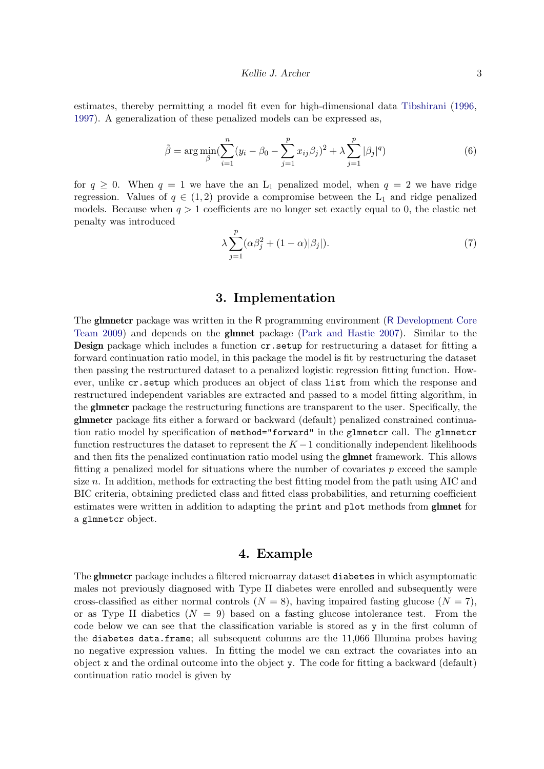estimates, thereby permitting a model fit even for high-dimensional data Tibshirani (1996, 1997). A generalization of these penalized models can be expressed as,

$$\tilde{\beta} = \arg\min_{\beta}(\sum_{i=1}^{n}(y_i - \beta_0 - \sum_{j=1}^{p} x_{ij}\beta_j)^2 + \lambda \sum_{j=1}^{p} |\beta_j|^q) \tag{6}$$

for $q \geq 0$. When $q = 1$ we have the an $L_1$ penalized model, when $q = 2$ we have ridge regression. Values of $q \in (1, 2)$ provide a compromise between the $L_1$ and ridge penalized models. Because when $q > 1$ coefficients are no longer set exactly equal to 0, the elastic net penalty was introduced

$$\lambda \sum_{j=1}^{p}(\alpha\beta_j^2 + (1-\alpha)|\beta_j|). \tag{7}$$

## 3. Implementation

The **glmnetcr** package was written in the R programming environment (R Development Core Team 2009) and depends on the **glmnet** package (Park and Hastie 2007). Similar to the **Design** package which includes a function `cr.setup` for restructuring a dataset for fitting a forward continuation ratio model, in this package the model is fit by restructuring the dataset then passing the restructured dataset to a penalized logistic regression fitting function. However, unlike `cr.setup` which produces an object of class `list` from which the response and restructured independent variables are extracted and passed to a model fitting algorithm, in the **glmnetcr** package the restructuring functions are transparent to the user. Specifically, the **glmnetcr** package fits either a forward or backward (default) penalized constrained continuation ratio model by specification of `method="forward"` in the `glmnetcr` call. The `glmnetcr` function restructures the dataset to represent the $K - 1$ conditionally independent likelihoods and then fits the penalized continuation ratio model using the **glmnet** framework. This allows fitting a penalized model for situations where the number of covariates $p$ exceed the sample size $n$. In addition, methods for extracting the best fitting model from the path using AIC and BIC criteria, obtaining predicted class and fitted class probabilities, and returning coefficient estimates were written in addition to adapting the `print` and `plot` methods from **glmnet** for a `glmnetcr` object.

## 4. Example

The **glmnetcr** package includes a filtered microarray dataset `diabetes` in which asymptomatic males not previously diagnosed with Type II diabetes were enrolled and subsequently were cross-classified as either normal controls ($N = 8$), having impaired fasting glucose ($N = 7$), or as Type II diabetics ($N = 9$) based on a fasting glucose intolerance test. From the code below we can see that the classification variable is stored as `y` in the first column of the `diabetes data.frame`; all subsequent columns are the 11,066 Illumina probes having no negative expression values. In fitting the model we can extract the covariates into an object `x` and the ordinal outcome into the object `y`. The code for fitting a backward (default) continuation ratio model is given by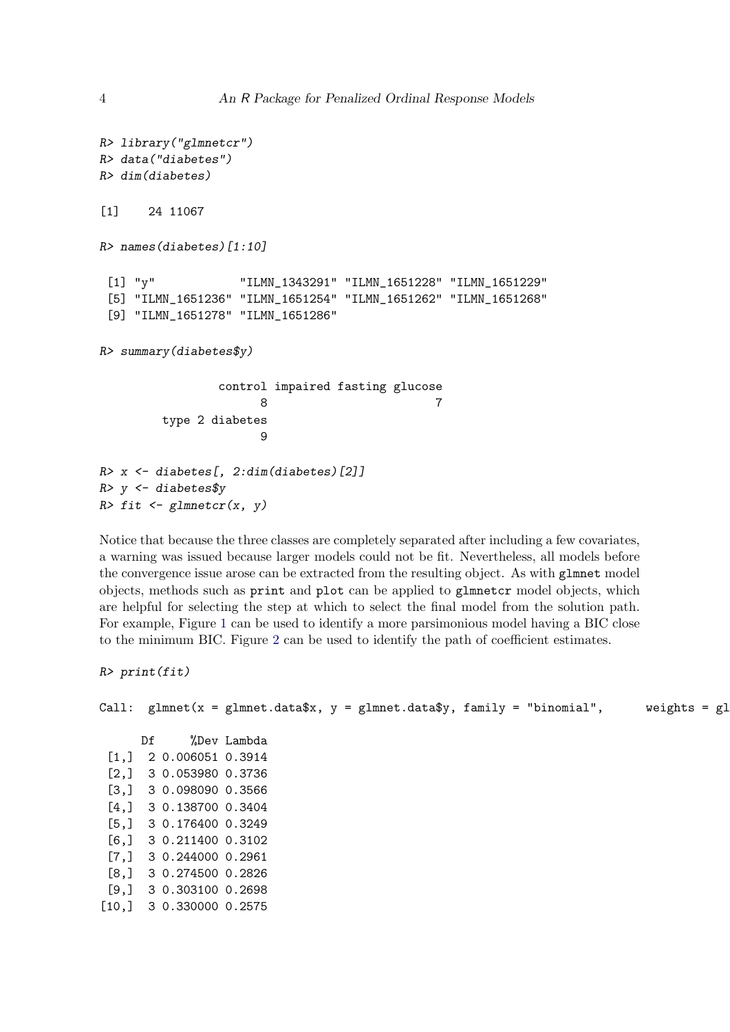```
R> library("glmnetcr")
R> data("diabetes")
R> dim(diabetes)

[1]    24 11067

R> names(diabetes)[1:10]

 [1] "y"            "ILMN_1343291" "ILMN_1651228" "ILMN_1651229"
 [5] "ILMN_1651236" "ILMN_1651254" "ILMN_1651262" "ILMN_1651268"
 [9] "ILMN_1651278" "ILMN_1651286"

R> summary(diabetes$y)

                 control impaired fasting glucose
                       8                        7
         type 2 diabetes
                       9

R> x <- diabetes[, 2:dim(diabetes)[2]]
R> y <- diabetes$y
R> fit <- glmnetcr(x, y)
```

Notice that because the three classes are completely separated after including a few covariates, a warning was issued because larger models could not be fit. Nevertheless, all models before the convergence issue arose can be extracted from the resulting object. As with `glmnet` model objects, methods such as `print` and `plot` can be applied to `glmnetcr` model objects, which are helpful for selecting the step at which to select the final model from the solution path. For example, Figure 1 can be used to identify a more parsimonious model having a BIC close to the minimum BIC. Figure 2 can be used to identify the path of coefficient estimates.

```
R> print(fit)

Call:  glmnet(x = glmnet.data$x, y = glmnet.data$y, family = "binomial",      weights = gl

      Df     %Dev Lambda
 [1,]  2 0.006051 0.3914
 [2,]  3 0.053980 0.3736
 [3,]  3 0.098090 0.3566
 [4,]  3 0.138700 0.3404
 [5,]  3 0.176400 0.3249
 [6,]  3 0.211400 0.3102
 [7,]  3 0.244000 0.2961
 [8,]  3 0.274500 0.2826
 [9,]  3 0.303100 0.2698
[10,]  3 0.330000 0.2575
```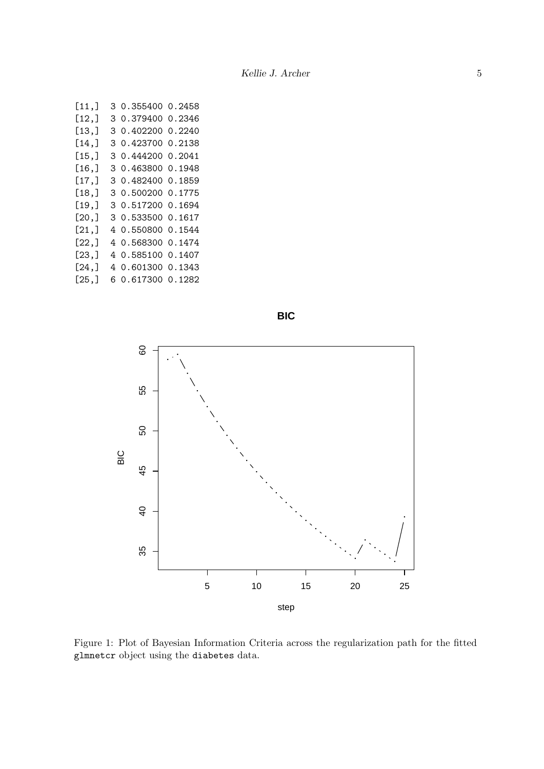```
[11,]  3 0.355400 0.2458
[12,]  3 0.379400 0.2346
[13,]  3 0.402200 0.2240
[14,]  3 0.423700 0.2138
[15,]  3 0.444200 0.2041
[16,]  3 0.463800 0.1948
[17,]  3 0.482400 0.1859
[18,]  3 0.500200 0.1775
[19,]  3 0.517200 0.1694
[20,]  3 0.533500 0.1617
[21,]  4 0.550800 0.1544
[22,]  4 0.568300 0.1474
[23,]  4 0.585100 0.1407
[24,]  4 0.601300 0.1343
[25,]  6 0.617300 0.1282
```

Figure 1: Plot of Bayesian Information Criteria across the regularization path for the fitted `glmnetcr` object using the `diabetes` data.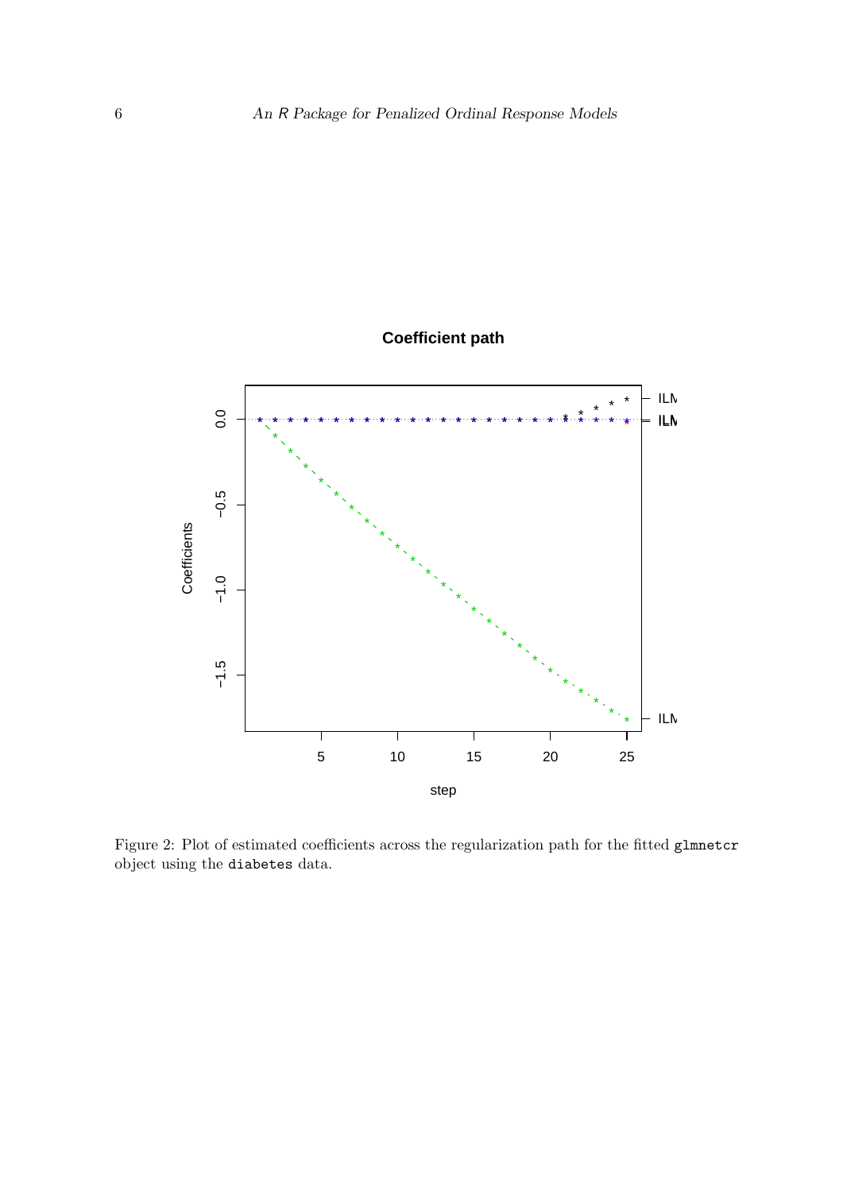Figure 2: Plot of estimated coefficients across the regularization path for the fitted `glmnetcr` object using the `diabetes` data.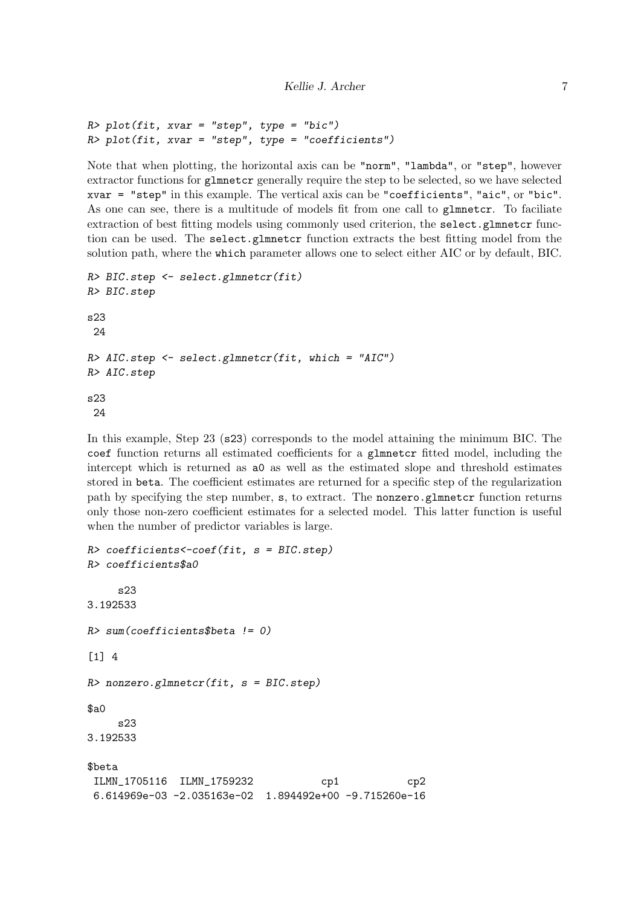```
R> plot(fit, xvar = "step", type = "bic")
R> plot(fit, xvar = "step", type = "coefficients")
```

Note that when plotting, the horizontal axis can be "norm", "lambda", or "step", however extractor functions for glmnetcr generally require the step to be selected, so we have selected xvar = "step" in this example. The vertical axis can be "coefficients", "aic", or "bic". As one can see, there is a multitude of models fit from one call to glmnetcr. To faciliate extraction of best fitting models using commonly used criterion, the select.glmnetcr function can be used. The select.glmnetcr function extracts the best fitting model from the solution path, where the which parameter allows one to select either AIC or by default, BIC.

```
R> BIC.step <- select.glmnetcr(fit)
R> BIC.step

s23
 24

R> AIC.step <- select.glmnetcr(fit, which = "AIC")
R> AIC.step

s23
 24
```

In this example, Step 23 (s23) corresponds to the model attaining the minimum BIC. The coef function returns all estimated coefficients for a glmnetcr fitted model, including the intercept which is returned as a0 as well as the estimated slope and threshold estimates stored in beta. The coefficient estimates are returned for a specific step of the regularization path by specifying the step number, s, to extract. The nonzero.glmnetcr function returns only those non-zero coefficient estimates for a selected model. This latter function is useful when the number of predictor variables is large.

```
R> coefficients<-coef(fit, s = BIC.step)
R> coefficients$a0

     s23
3.192533

R> sum(coefficients$beta != 0)

[1] 4

R> nonzero.glmnetcr(fit, s = BIC.step)

$a0
     s23
3.192533

$beta
 ILMN_1705116  ILMN_1759232           cp1           cp2
 6.614969e-03 -2.035163e-02  1.894492e+00 -9.715260e-16
```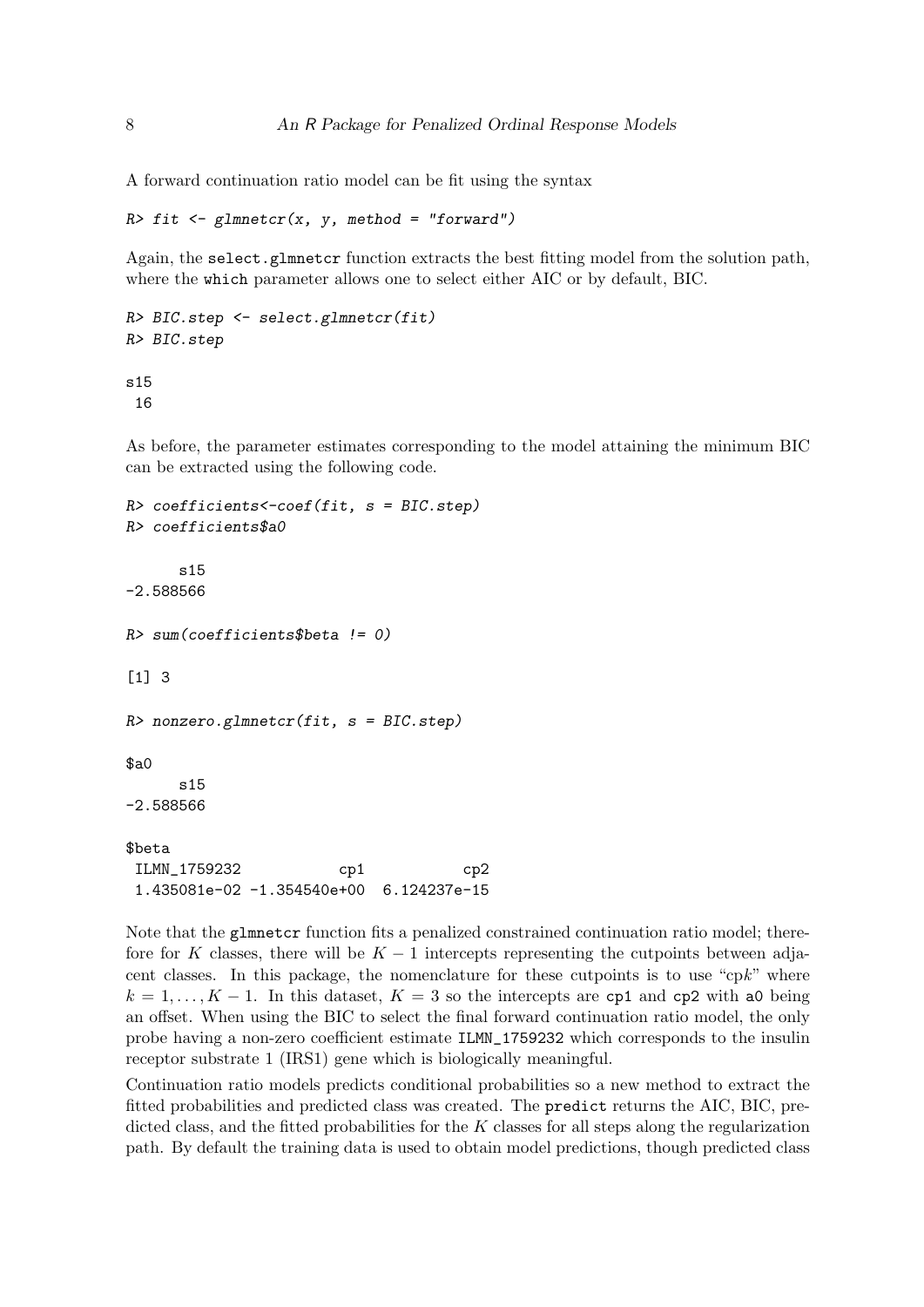A forward continuation ratio model can be fit using the syntax

```
R> fit <- glmnetcr(x, y, method = "forward")
```

Again, the `select.glmnetcr` function extracts the best fitting model from the solution path, where the `which` parameter allows one to select either AIC or by default, BIC.

```
R> BIC.step <- select.glmnetcr(fit)
R> BIC.step

s15
 16
```

As before, the parameter estimates corresponding to the model attaining the minimum BIC can be extracted using the following code.

```
R> coefficients<-coef(fit, s = BIC.step)
R> coefficients$a0

      s15
-2.588566

R> sum(coefficients$beta != 0)

[1] 3

R> nonzero.glmnetcr(fit, s = BIC.step)

$a0
      s15
-2.588566

$beta
 ILMN_1759232           cp1           cp2
 1.435081e-02 -1.354540e+00  6.124237e-15
```

Note that the `glmnetcr` function fits a penalized constrained continuation ratio model; therefore for $K$ classes, there will be $K-1$ intercepts representing the cutpoints between adjacent classes. In this package, the nomenclature for these cutpoints is to use "cp$k$" where $k = 1, \ldots, K-1$. In this dataset, $K = 3$ so the intercepts are `cp1` and `cp2` with `a0` being an offset. When using the BIC to select the final forward continuation ratio model, the only probe having a non-zero coefficient estimate `ILMN_1759232` which corresponds to the insulin receptor substrate 1 (IRS1) gene which is biologically meaningful.

Continuation ratio models predicts conditional probabilities so a new method to extract the fitted probabilities and predicted class was created. The `predict` returns the AIC, BIC, predicted class, and the fitted probabilities for the $K$ classes for all steps along the regularization path. By default the training data is used to obtain model predictions, though predicted class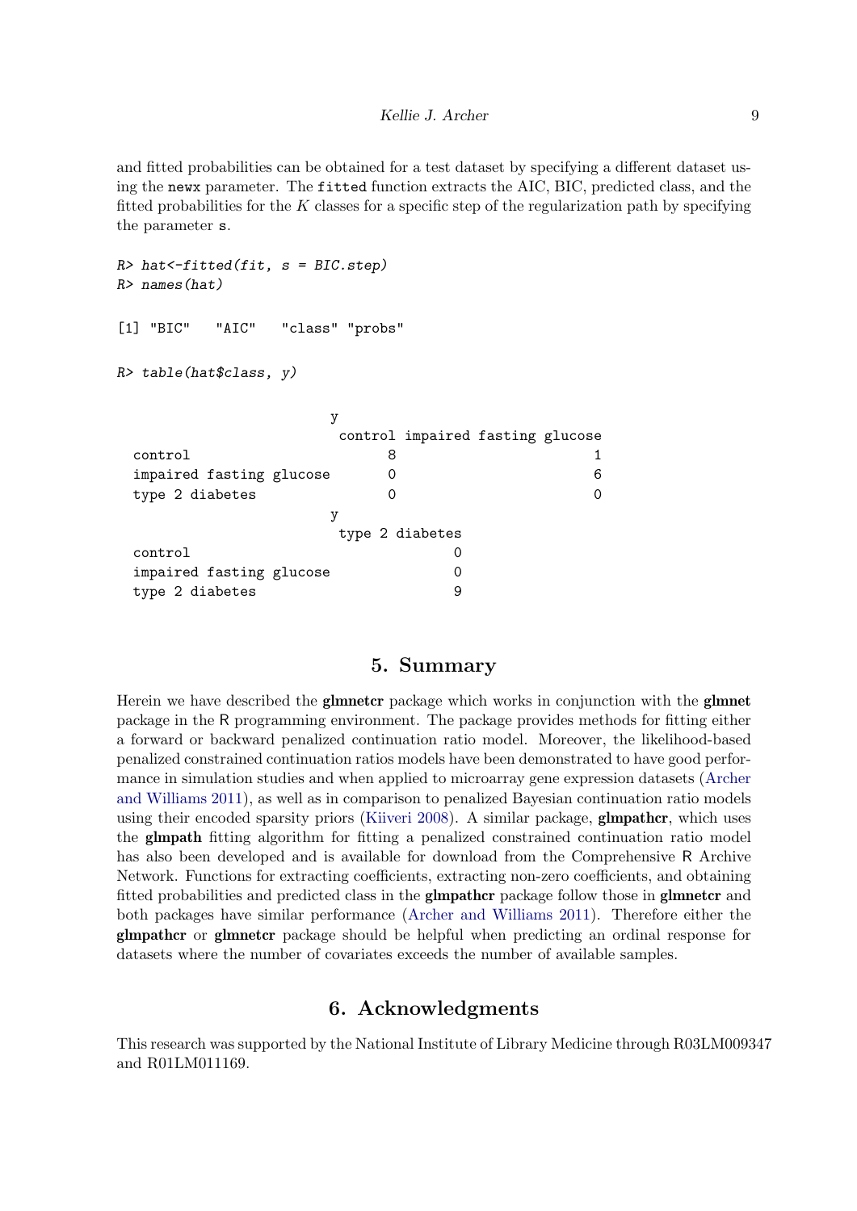and fitted probabilities can be obtained for a test dataset by specifying a different dataset using the `newx` parameter. The `fitted` function extracts the AIC, BIC, predicted class, and the fitted probabilities for the $K$ classes for a specific step of the regularization path by specifying the parameter `s`.

```
R> hat<-fitted(fit, s = BIC.step)
R> names(hat)

[1] "BIC"   "AIC"   "class" "probs"

R> table(hat$class, y)

                          y
                           control impaired fasting glucose
  control                        8                        1
  impaired fasting glucose       0                        6
  type 2 diabetes                0                        0
                          y
                           type 2 diabetes
  control                                0
  impaired fasting glucose               0
  type 2 diabetes                        9
```

## 5. Summary

Herein we have described the **glmnetcr** package which works in conjunction with the **glmnet** package in the R programming environment. The package provides methods for fitting either a forward or backward penalized continuation ratio model. Moreover, the likelihood-based penalized constrained continuation ratios models have been demonstrated to have good performance in simulation studies and when applied to microarray gene expression datasets (Archer and Williams 2011), as well as in comparison to penalized Bayesian continuation ratio models using their encoded sparsity priors (Kiiveri 2008). A similar package, **glmpathcr**, which uses the **glmpath** fitting algorithm for fitting a penalized constrained continuation ratio model has also been developed and is available for download from the Comprehensive R Archive Network. Functions for extracting coefficients, extracting non-zero coefficients, and obtaining fitted probabilities and predicted class in the **glmpathcr** package follow those in **glmnetcr** and both packages have similar performance (Archer and Williams 2011). Therefore either the **glmpathcr** or **glmnetcr** package should be helpful when predicting an ordinal response for datasets where the number of covariates exceeds the number of available samples.

## 6. Acknowledgments

This research was supported by the National Institute of Library Medicine through R03LM009347 and R01LM011169.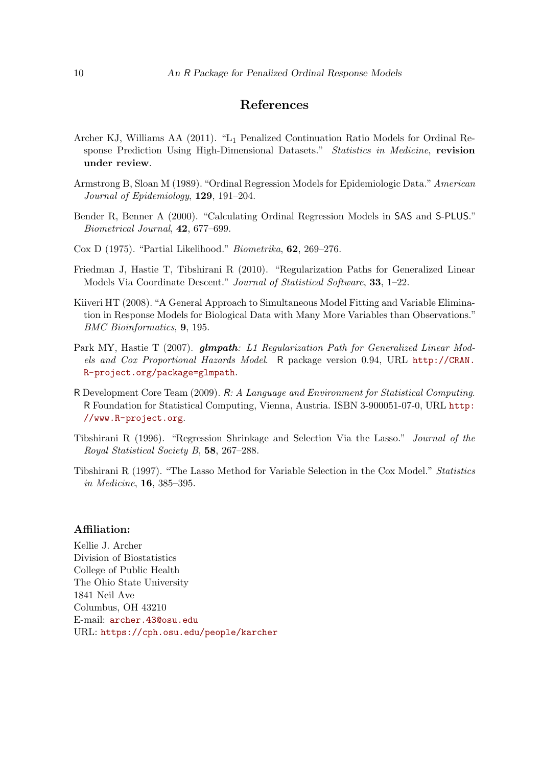## References

Archer KJ, Williams AA (2011). "$L_1$ Penalized Continuation Ratio Models for Ordinal Response Prediction Using High-Dimensional Datasets." *Statistics in Medicine*, **revision under review**.

Armstrong B, Sloan M (1989). "Ordinal Regression Models for Epidemiologic Data." *American Journal of Epidemiology*, **129**, 191–204.

Bender R, Benner A (2000). "Calculating Ordinal Regression Models in SAS and S-PLUS." *Biometrical Journal*, **42**, 677–699.

Cox D (1975). "Partial Likelihood." *Biometrika*, **62**, 269–276.

Friedman J, Hastie T, Tibshirani R (2010). "Regularization Paths for Generalized Linear Models Via Coordinate Descent." *Journal of Statistical Software*, **33**, 1–22.

Kiiveri HT (2008). "A General Approach to Simultaneous Model Fitting and Variable Elimination in Response Models for Biological Data with Many More Variables than Observations." *BMC Bioinformatics*, **9**, 195.

Park MY, Hastie T (2007). ***glmpath**: L1 Regularization Path for Generalized Linear Models and Cox Proportional Hazards Model*. R package version 0.94, URL http://CRAN.R-project.org/package=glmpath.

R Development Core Team (2009). *R: A Language and Environment for Statistical Computing*. R Foundation for Statistical Computing, Vienna, Austria. ISBN 3-900051-07-0, URL http://www.R-project.org.

Tibshirani R (1996). "Regression Shrinkage and Selection Via the Lasso." *Journal of the Royal Statistical Society B*, **58**, 267–288.

Tibshirani R (1997). "The Lasso Method for Variable Selection in the Cox Model." *Statistics in Medicine*, **16**, 385–395.

**Affiliation:**

Kellie J. Archer
Division of Biostatistics
College of Public Health
The Ohio State University
1841 Neil Ave
Columbus, OH 43210
E-mail: archer.43@osu.edu
URL: https://cph.osu.edu/people/karcher